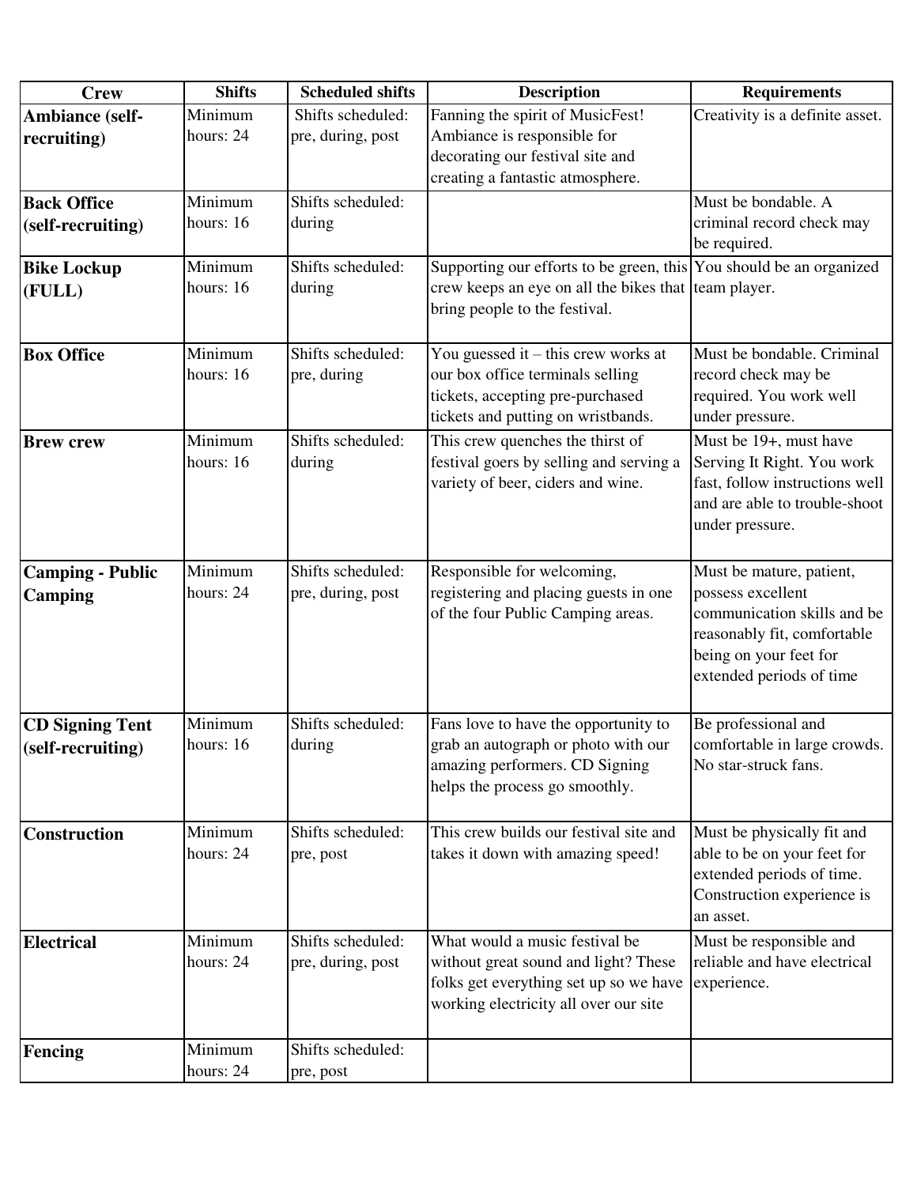| Crew | Shifts | Scheduled shifts | Description | Requirements |
|---|---|---|---|---|
| **Ambiance (self-recruiting)** | Minimum hours: 24 | Shifts scheduled: pre, during, post | Fanning the spirit of MusicFest! Ambiance is responsible for decorating our festival site and creating a fantastic atmosphere. | Creativity is a definite asset. |
| **Back Office (self-recruiting)** | Minimum hours: 16 | Shifts scheduled: during | | Must be bondable. A criminal record check may be required. |
| **Bike Lockup (FULL)** | Minimum hours: 16 | Shifts scheduled: during | Supporting our efforts to be green, this crew keeps an eye on all the bikes that bring people to the festival. | You should be an organized team player. |
| **Box Office** | Minimum hours: 16 | Shifts scheduled: pre, during | You guessed it – this crew works at our box office terminals selling tickets, accepting pre-purchased tickets and putting on wristbands. | Must be bondable. Criminal record check may be required. You work well under pressure. |
| **Brew crew** | Minimum hours: 16 | Shifts scheduled: during | This crew quenches the thirst of festival goers by selling and serving a variety of beer, ciders and wine. | Must be 19+, must have Serving It Right. You work fast, follow instructions well and are able to trouble-shoot under pressure. |
| **Camping - Public Camping** | Minimum hours: 24 | Shifts scheduled: pre, during, post | Responsible for welcoming, registering and placing guests in one of the four Public Camping areas. | Must be mature, patient, possess excellent communication skills and be reasonably fit, comfortable being on your feet for extended periods of time |
| **CD Signing Tent (self-recruiting)** | Minimum hours: 16 | Shifts scheduled: during | Fans love to have the opportunity to grab an autograph or photo with our amazing performers. CD Signing helps the process go smoothly. | Be professional and comfortable in large crowds. No star-struck fans. |
| **Construction** | Minimum hours: 24 | Shifts scheduled: pre, post | This crew builds our festival site and takes it down with amazing speed! | Must be physically fit and able to be on your feet for extended periods of time. Construction experience is an asset. |
| **Electrical** | Minimum hours: 24 | Shifts scheduled: pre, during, post | What would a music festival be without great sound and light? These folks get everything set up so we have working electricity all over our site | Must be responsible and reliable and have electrical experience. |
| **Fencing** | Minimum hours: 24 | Shifts scheduled: pre, post | | |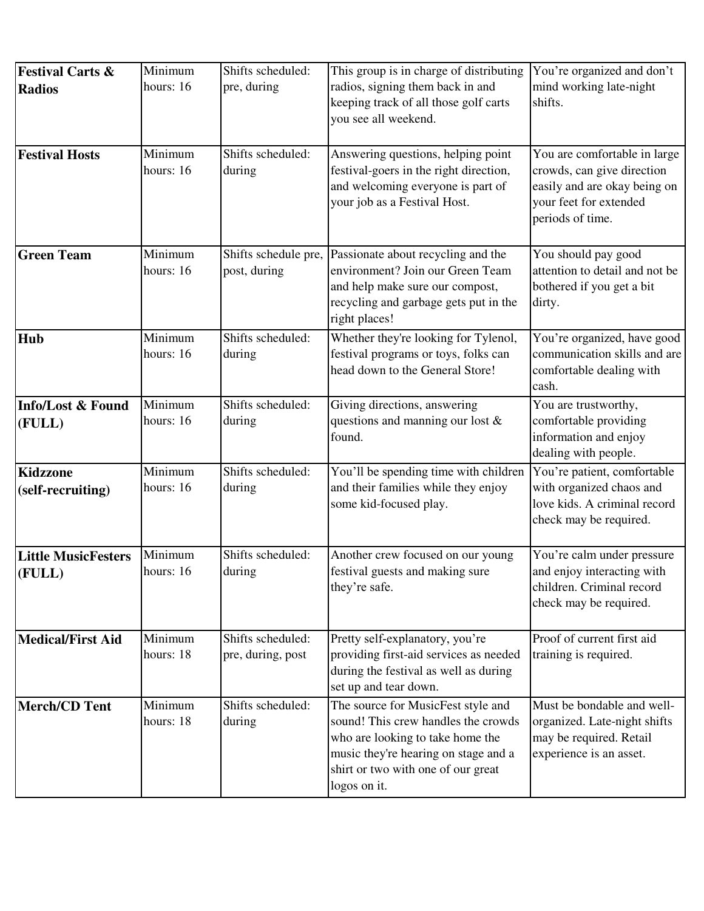| | | | | |
|---|---|---|---|---|
| **Festival Carts & Radios** | Minimum hours: 16 | Shifts scheduled: pre, during | This group is in charge of distributing radios, signing them back in and keeping track of all those golf carts you see all weekend. | You're organized and don't mind working late-night shifts. |
| **Festival Hosts** | Minimum hours: 16 | Shifts scheduled: during | Answering questions, helping point festival-goers in the right direction, and welcoming everyone is part of your job as a Festival Host. | You are comfortable in large crowds, can give direction easily and are okay being on your feet for extended periods of time. |
| **Green Team** | Minimum hours: 16 | Shifts schedule pre, post, during | Passionate about recycling and the environment? Join our Green Team and help make sure our compost, recycling and garbage gets put in the right places! | You should pay good attention to detail and not be bothered if you get a bit dirty. |
| **Hub** | Minimum hours: 16 | Shifts scheduled: during | Whether they're looking for Tylenol, festival programs or toys, folks can head down to the General Store! | You're organized, have good communication skills and are comfortable dealing with cash. |
| **Info/Lost & Found (FULL)** | Minimum hours: 16 | Shifts scheduled: during | Giving directions, answering questions and manning our lost & found. | You are trustworthy, comfortable providing information and enjoy dealing with people. |
| **Kidzzone (self-recruiting)** | Minimum hours: 16 | Shifts scheduled: during | You'll be spending time with children and their families while they enjoy some kid-focused play. | You're patient, comfortable with organized chaos and love kids. A criminal record check may be required. |
| **Little MusicFesters (FULL)** | Minimum hours: 16 | Shifts scheduled: during | Another crew focused on our young festival guests and making sure they're safe. | You're calm under pressure and enjoy interacting with children. Criminal record check may be required. |
| **Medical/First Aid** | Minimum hours: 18 | Shifts scheduled: pre, during, post | Pretty self-explanatory, you're providing first-aid services as needed during the festival as well as during set up and tear down. | Proof of current first aid training is required. |
| **Merch/CD Tent** | Minimum hours: 18 | Shifts scheduled: during | The source for MusicFest style and sound! This crew handles the crowds who are looking to take home the music they're hearing on stage and a shirt or two with one of our great logos on it. | Must be bondable and well-organized. Late-night shifts may be required. Retail experience is an asset. |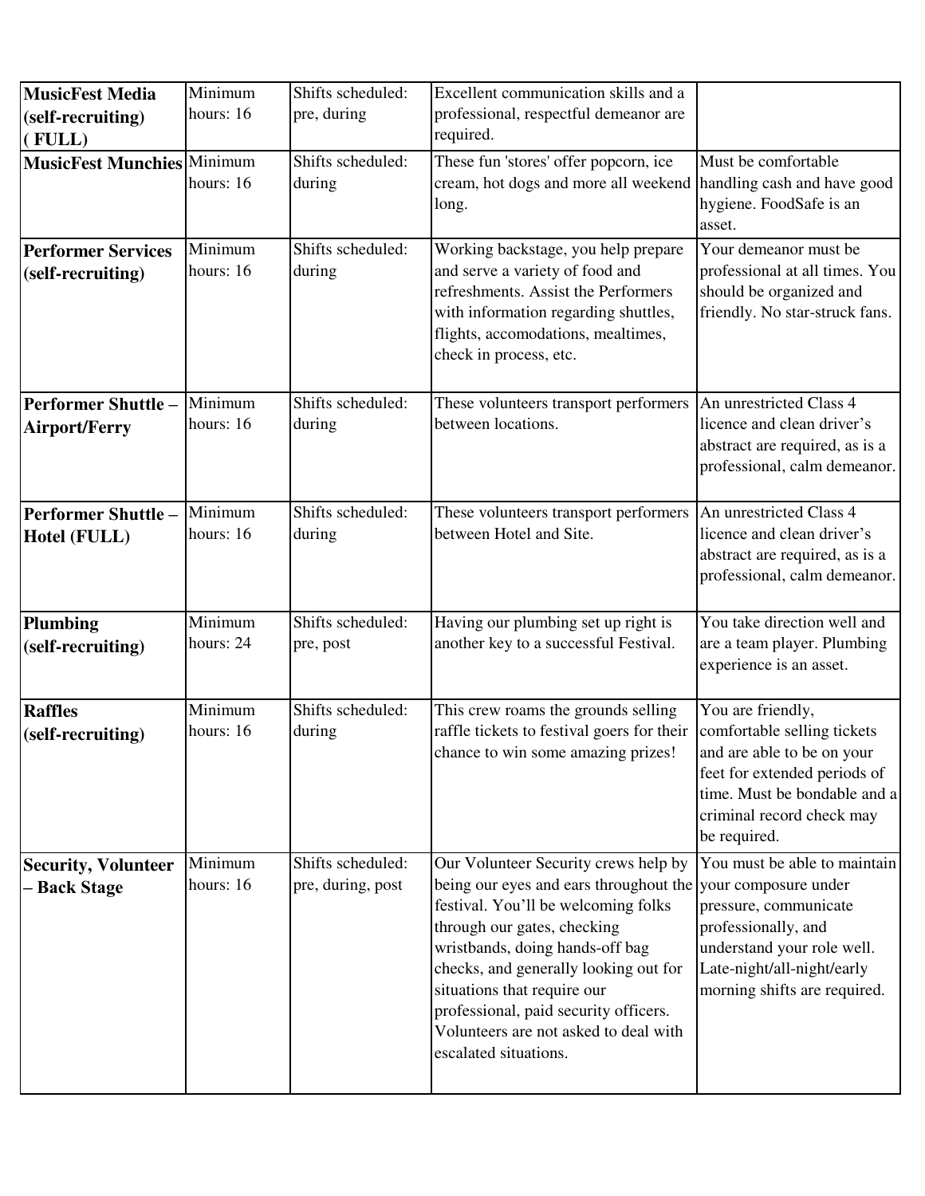| | | | | |
|---|---|---|---|---|
| **MusicFest Media (self-recruiting) ( FULL)** | Minimum hours: 16 | Shifts scheduled: pre, during | Excellent communication skills and a professional, respectful demeanor are required. | |
| **MusicFest Munchies** | Minimum hours: 16 | Shifts scheduled: during | These fun 'stores' offer popcorn, ice cream, hot dogs and more all weekend long. | Must be comfortable handling cash and have good hygiene. FoodSafe is an asset. |
| **Performer Services (self-recruiting)** | Minimum hours: 16 | Shifts scheduled: during | Working backstage, you help prepare and serve a variety of food and refreshments. Assist the Performers with information regarding shuttles, flights, accomodations, mealtimes, check in process, etc. | Your demeanor must be professional at all times. You should be organized and friendly. No star-struck fans. |
| **Performer Shuttle – Airport/Ferry** | Minimum hours: 16 | Shifts scheduled: during | These volunteers transport performers between locations. | An unrestricted Class 4 licence and clean driver's abstract are required, as is a professional, calm demeanor. |
| **Performer Shuttle – Hotel (FULL)** | Minimum hours: 16 | Shifts scheduled: during | These volunteers transport performers between Hotel and Site. | An unrestricted Class 4 licence and clean driver's abstract are required, as is a professional, calm demeanor. |
| **Plumbing (self-recruiting)** | Minimum hours: 24 | Shifts scheduled: pre, post | Having our plumbing set up right is another key to a successful Festival. | You take direction well and are a team player. Plumbing experience is an asset. |
| **Raffles (self-recruiting)** | Minimum hours: 16 | Shifts scheduled: during | This crew roams the grounds selling raffle tickets to festival goers for their chance to win some amazing prizes! | You are friendly, comfortable selling tickets and are able to be on your feet for extended periods of time. Must be bondable and a criminal record check may be required. |
| **Security, Volunteer – Back Stage** | Minimum hours: 16 | Shifts scheduled: pre, during, post | Our Volunteer Security crews help by being our eyes and ears throughout the festival. You'll be welcoming folks through our gates, checking wristbands, doing hands-off bag checks, and generally looking out for situations that require our professional, paid security officers. Volunteers are not asked to deal with escalated situations. | You must be able to maintain your composure under pressure, communicate professionally, and understand your role well. Late-night/all-night/early morning shifts are required. |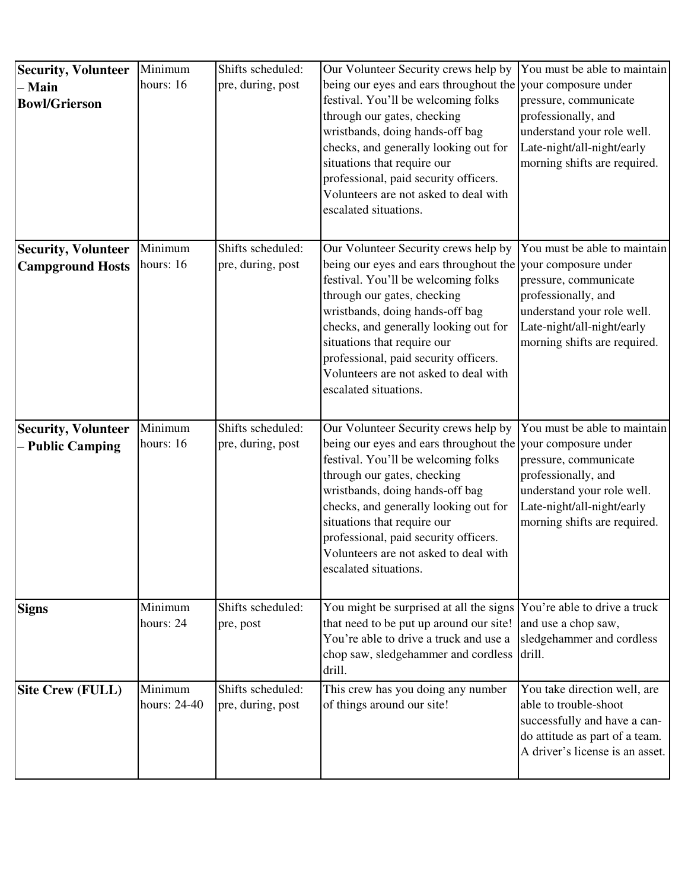| | | | | |
|---|---|---|---|---|
| **Security, Volunteer – Main Bowl/Grierson** | Minimum hours: 16 | Shifts scheduled: pre, during, post | Our Volunteer Security crews help by being our eyes and ears throughout the festival. You'll be welcoming folks through our gates, checking wristbands, doing hands-off bag checks, and generally looking out for situations that require our professional, paid security officers. Volunteers are not asked to deal with escalated situations. | You must be able to maintain your composure under pressure, communicate professionally, and understand your role well. Late-night/all-night/early morning shifts are required. |
| **Security, Volunteer Campground Hosts** | Minimum hours: 16 | Shifts scheduled: pre, during, post | Our Volunteer Security crews help by being our eyes and ears throughout the festival. You'll be welcoming folks through our gates, checking wristbands, doing hands-off bag checks, and generally looking out for situations that require our professional, paid security officers. Volunteers are not asked to deal with escalated situations. | You must be able to maintain your composure under pressure, communicate professionally, and understand your role well. Late-night/all-night/early morning shifts are required. |
| **Security, Volunteer – Public Camping** | Minimum hours: 16 | Shifts scheduled: pre, during, post | Our Volunteer Security crews help by being our eyes and ears throughout the festival. You'll be welcoming folks through our gates, checking wristbands, doing hands-off bag checks, and generally looking out for situations that require our professional, paid security officers. Volunteers are not asked to deal with escalated situations. | You must be able to maintain your composure under pressure, communicate professionally, and understand your role well. Late-night/all-night/early morning shifts are required. |
| **Signs** | Minimum hours: 24 | Shifts scheduled: pre, post | You might be surprised at all the signs that need to be put up around our site! You're able to drive a truck and use a chop saw, sledgehammer and cordless drill. | You're able to drive a truck and use a chop saw, sledgehammer and cordless drill. |
| **Site Crew (FULL)** | Minimum hours: 24-40 | Shifts scheduled: pre, during, post | This crew has you doing any number of things around our site! | You take direction well, are able to trouble-shoot successfully and have a can-do attitude as part of a team. A driver's license is an asset. |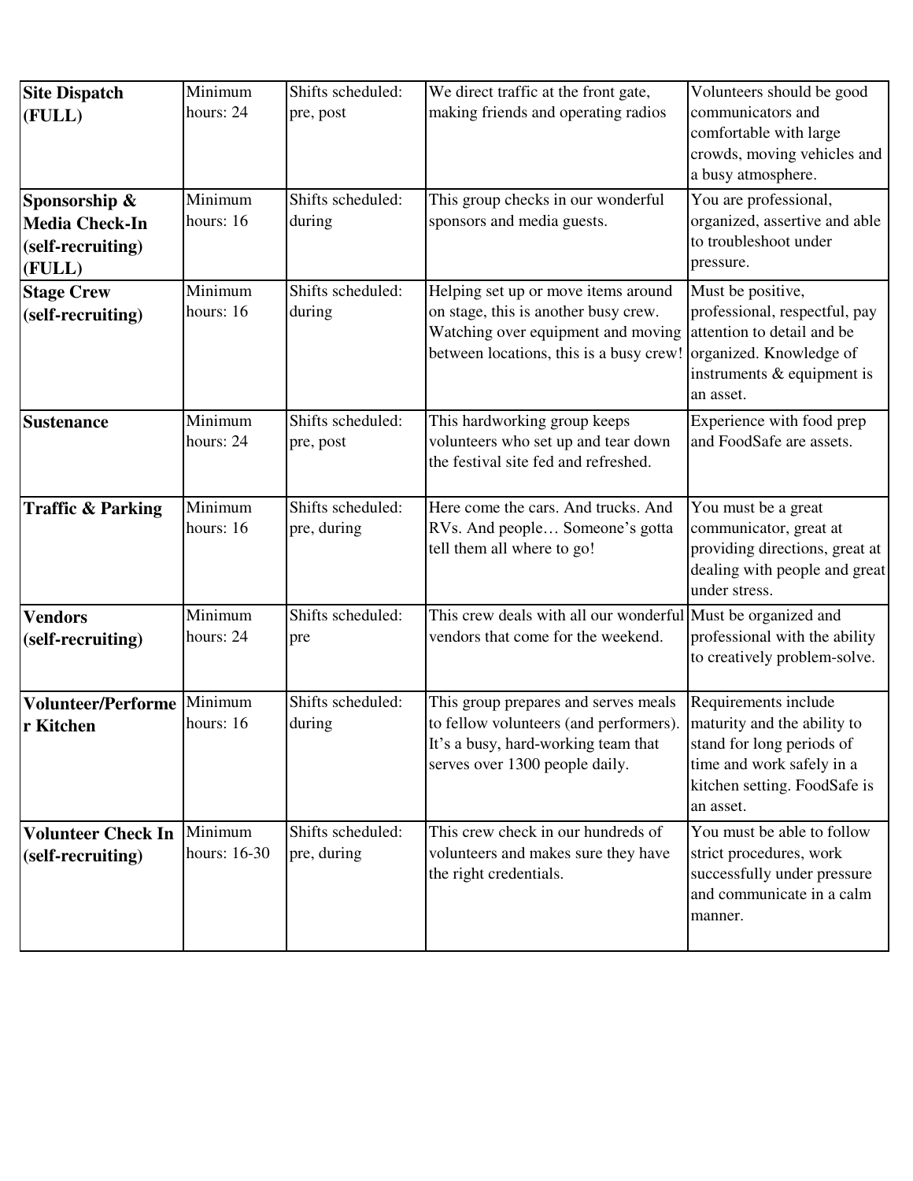| | | | | |
|---|---|---|---|---|
| **Site Dispatch (FULL)** | Minimum hours: 24 | Shifts scheduled: pre, post | We direct traffic at the front gate, making friends and operating radios | Volunteers should be good communicators and comfortable with large crowds, moving vehicles and a busy atmosphere. |
| **Sponsorship & Media Check-In (self-recruiting) (FULL)** | Minimum hours: 16 | Shifts scheduled: during | This group checks in our wonderful sponsors and media guests. | You are professional, organized, assertive and able to troubleshoot under pressure. |
| **Stage Crew (self-recruiting)** | Minimum hours: 16 | Shifts scheduled: during | Helping set up or move items around on stage, this is another busy crew. Watching over equipment and moving between locations, this is a busy crew! | Must be positive, professional, respectful, pay attention to detail and be organized. Knowledge of instruments & equipment is an asset. |
| **Sustenance** | Minimum hours: 24 | Shifts scheduled: pre, post | This hardworking group keeps volunteers who set up and tear down the festival site fed and refreshed. | Experience with food prep and FoodSafe are assets. |
| **Traffic & Parking** | Minimum hours: 16 | Shifts scheduled: pre, during | Here come the cars. And trucks. And RVs. And people… Someone's gotta tell them all where to go! | You must be a great communicator, great at providing directions, great at dealing with people and great under stress. |
| **Vendors (self-recruiting)** | Minimum hours: 24 | Shifts scheduled: pre | This crew deals with all our wonderful vendors that come for the weekend. | Must be organized and professional with the ability to creatively problem-solve. |
| **Volunteer/Performer Kitchen** | Minimum hours: 16 | Shifts scheduled: during | This group prepares and serves meals to fellow volunteers (and performers). It's a busy, hard-working team that serves over 1300 people daily. | Requirements include maturity and the ability to stand for long periods of time and work safely in a kitchen setting. FoodSafe is an asset. |
| **Volunteer Check In (self-recruiting)** | Minimum hours: 16-30 | Shifts scheduled: pre, during | This crew check in our hundreds of volunteers and makes sure they have the right credentials. | You must be able to follow strict procedures, work successfully under pressure and communicate in a calm manner. |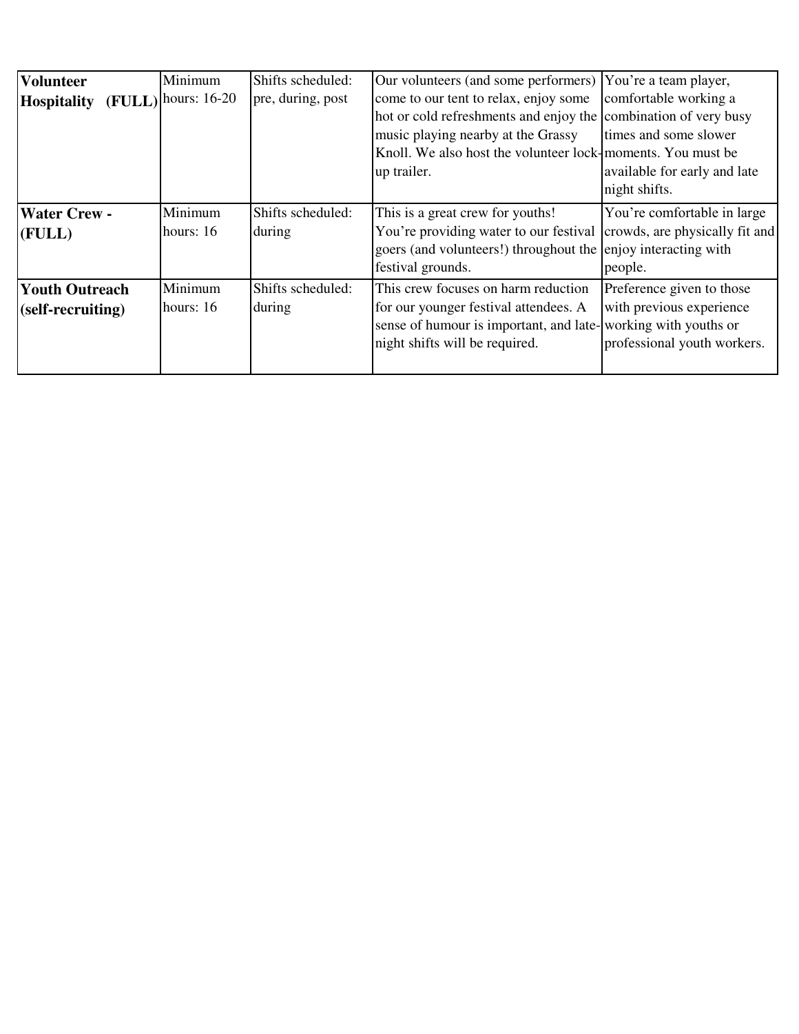| | | | | |
|---|---|---|---|---|
| **Volunteer Hospitality (FULL)** | Minimum hours: 16-20 | Shifts scheduled: pre, during, post | Our volunteers (and some performers) come to our tent to relax, enjoy some hot or cold refreshments and enjoy the music playing nearby at the Grassy Knoll. We also host the volunteer lock-up trailer. | You're a team player, comfortable working a combination of very busy times and some slower moments. You must be available for early and late night shifts. |
| **Water Crew - (FULL)** | Minimum hours: 16 | Shifts scheduled: during | This is a great crew for youths! You're providing water to our festival goers (and volunteers!) throughout the festival grounds. | You're comfortable in large crowds, are physically fit and enjoy interacting with people. |
| **Youth Outreach (self-recruiting)** | Minimum hours: 16 | Shifts scheduled: during | This crew focuses on harm reduction for our younger festival attendees. A sense of humour is important, and late-night shifts will be required. | Preference given to those with previous experience working with youths or professional youth workers. |